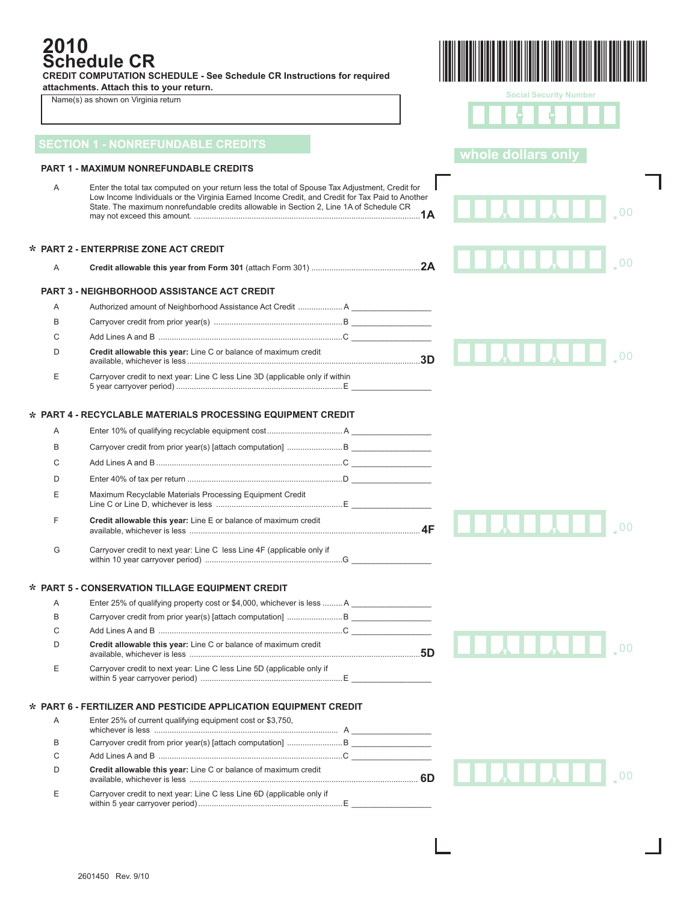# 2010 Schedule CR

**CREDIT COMPUTATION SCHEDULE - See Schedule CR Instructions for required attachments. Attach this to your return.**

Name(s) as shown on Virginia return

Social Security Number

## SECTION 1 - NONREFUNDABLE CREDITS

whole dollars only

### PART 1 - MAXIMUM NONREFUNDABLE CREDITS

A Enter the total tax computed on your return less the total of Spouse Tax Adjustment, Credit for Low Income Individuals or the Virginia Earned Income Credit, and Credit for Tax Paid to Another State. The maximum nonrefundable credits allowable in Section 2, Line 1A of Schedule CR may not exceed this amount. .......... **1A** ________ .00

### * PART 2 - ENTERPRISE ZONE ACT CREDIT

A **Credit allowable this year from Form 301** (attach Form 301) .......... **2A** ________ .00

### PART 3 - NEIGHBORHOOD ASSISTANCE ACT CREDIT

A Authorized amount of Neighborhood Assistance Act Credit .......... A ________

B Carryover credit from prior year(s) .......... B ________

C Add Lines A and B .......... C ________

D **Credit allowable this year:** Line C or balance of maximum credit available, whichever is less .......... **3D** ________ .00

E Carryover credit to next year: Line C less Line 3D (applicable only if within 5 year carryover period) .......... E ________

### * PART 4 - RECYCLABLE MATERIALS PROCESSING EQUIPMENT CREDIT

A Enter 10% of qualifying recyclable equipment cost .......... A ________

B Carryover credit from prior year(s) [attach computation] .......... B ________

C Add Lines A and B .......... C ________

D Enter 40% of tax per return .......... D ________

E Maximum Recyclable Materials Processing Equipment Credit Line C or Line D, whichever is less .......... E ________

F **Credit allowable this year:** Line E or balance of maximum credit available, whichever is less .......... **4F** ________ .00

G Carryover credit to next year: Line C less Line 4F (applicable only if within 10 year carryover period) .......... G ________

### * PART 5 - CONSERVATION TILLAGE EQUIPMENT CREDIT

A Enter 25% of qualifying property cost or $4,000, whichever is less .......... A ________

B Carryover credit from prior year(s) [attach computation] .......... B ________

C Add Lines A and B .......... C ________

D **Credit allowable this year:** Line C or balance of maximum credit available, whichever is less .......... **5D** ________ .00

E Carryover credit to next year: Line C less Line 5D (applicable only if within 5 year carryover period) .......... E ________

### * PART 6 - FERTILIZER AND PESTICIDE APPLICATION EQUIPMENT CREDIT

A Enter 25% of current qualifying equipment cost or $3,750, whichever is less .......... A ________

B Carryover credit from prior year(s) [attach computation] .......... B ________

C Add Lines A and B .......... C ________

D **Credit allowable this year:** Line C or balance of maximum credit available, whichever is less .......... **6D** ________ .00

E Carryover credit to next year: Line C less Line 6D (applicable only if within 5 year carryover period) .......... E ________

2601450 Rev. 9/10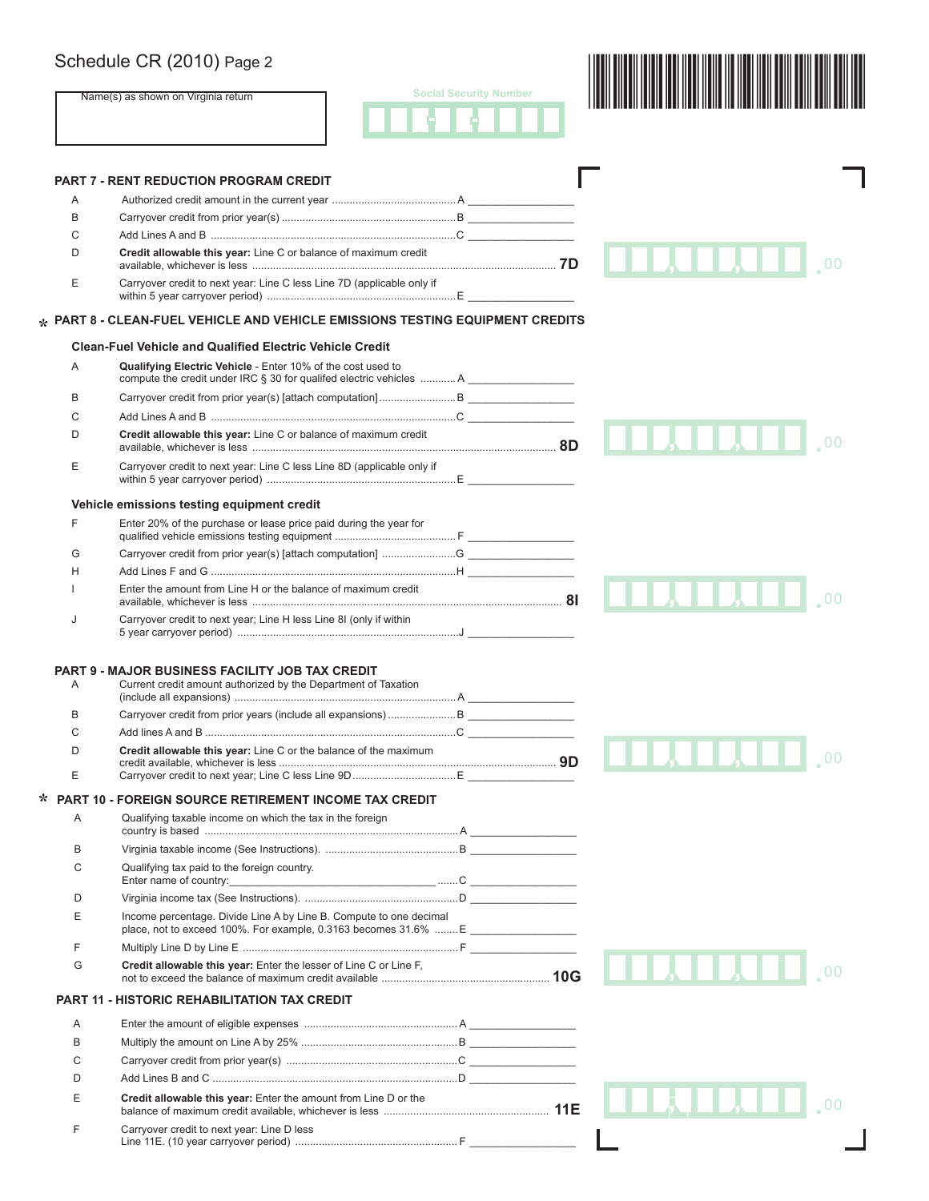# Schedule CR (2010) Page 2

Name(s) as shown on Virginia return

Social Security Number

## PART 7 - RENT REDUCTION PROGRAM CREDIT

| | | | |
|---|---|---|---|
| A | Authorized credit amount in the current year | A | |
| B | Carryover credit from prior year(s) | B | |
| C | Add Lines A and B | C | |
| D | **Credit allowable this year:** Line C or balance of maximum credit available, whichever is less | 7D | .00 |
| E | Carryover credit to next year: Line C less Line 7D (applicable only if within 5 year carryover period) | E | |

## * PART 8 - CLEAN-FUEL VEHICLE AND VEHICLE EMISSIONS TESTING EQUIPMENT CREDITS

### Clean-Fuel Vehicle and Qualified Electric Vehicle Credit

| | | | |
|---|---|---|---|
| A | **Qualifying Electric Vehicle** - Enter 10% of the cost used to compute the credit under IRC § 30 for qualifed electric vehicles | A | |
| B | Carryover credit from prior year(s) [attach computation] | B | |
| C | Add Lines A and B | C | |
| D | **Credit allowable this year:** Line C or balance of maximum credit available, whichever is less | 8D | .00 |
| E | Carryover credit to next year: Line C less Line 8D (applicable only if within 5 year carryover period) | E | |

### Vehicle emissions testing equipment credit

| | | | |
|---|---|---|---|
| F | Enter 20% of the purchase or lease price paid during the year for qualified vehicle emissions testing equipment | F | |
| G | Carryover credit from prior year(s) [attach computation] | G | |
| H | Add Lines F and G | H | |
| I | Enter the amount from Line H or the balance of maximum credit available, whichever is less | 8I | .00 |
| J | Carryover credit to next year; Line H less Line 8I (only if within 5 year carryover period) | J | |

## PART 9 - MAJOR BUSINESS FACILITY JOB TAX CREDIT

| | | | |
|---|---|---|---|
| A | Current credit amount authorized by the Department of Taxation (include all expansions) | A | |
| B | Carryover credit from prior years (include all expansions) | B | |
| C | Add lines A and B | C | |
| D | **Credit allowable this year:** Line C or the balance of the maximum credit available, whichever is less | 9D | .00 |
| E | Carryover credit to next year; Line C less Line 9D | E | |

## * PART 10 - FOREIGN SOURCE RETIREMENT INCOME TAX CREDIT

| | | | |
|---|---|---|---|
| A | Qualifying taxable income on which the tax in the foreign country is based | A | |
| B | Virginia taxable income (See Instructions). | B | |
| C | Qualifying tax paid to the foreign country. Enter name of country:\_\_\_\_\_\_\_\_\_\_\_\_\_\_\_\_\_\_\_\_ | C | |
| D | Virginia income tax (See Instructions). | D | |
| E | Income percentage. Divide Line A by Line B. Compute to one decimal place, not to exceed 100%. For example, 0.3163 becomes 31.6% | E | |
| F | Multiply Line D by Line E | F | |
| G | **Credit allowable this year:** Enter the lesser of Line C or Line F, not to exceed the balance of maximum credit available | 10G | .00 |

## PART 11 - HISTORIC REHABILITATION TAX CREDIT

| | | | |
|---|---|---|---|
| A | Enter the amount of eligible expenses | A | |
| B | Multiply the amount on Line A by 25% | B | |
| C | Carryover credit from prior year(s) | C | |
| D | Add Lines B and C | D | |
| E | **Credit allowable this year:** Enter the amount from Line D or the balance of maximum credit available, whichever is less | 11E | .00 |
| F | Carryover credit to next year: Line D less Line 11E. (10 year carryover period) | F | |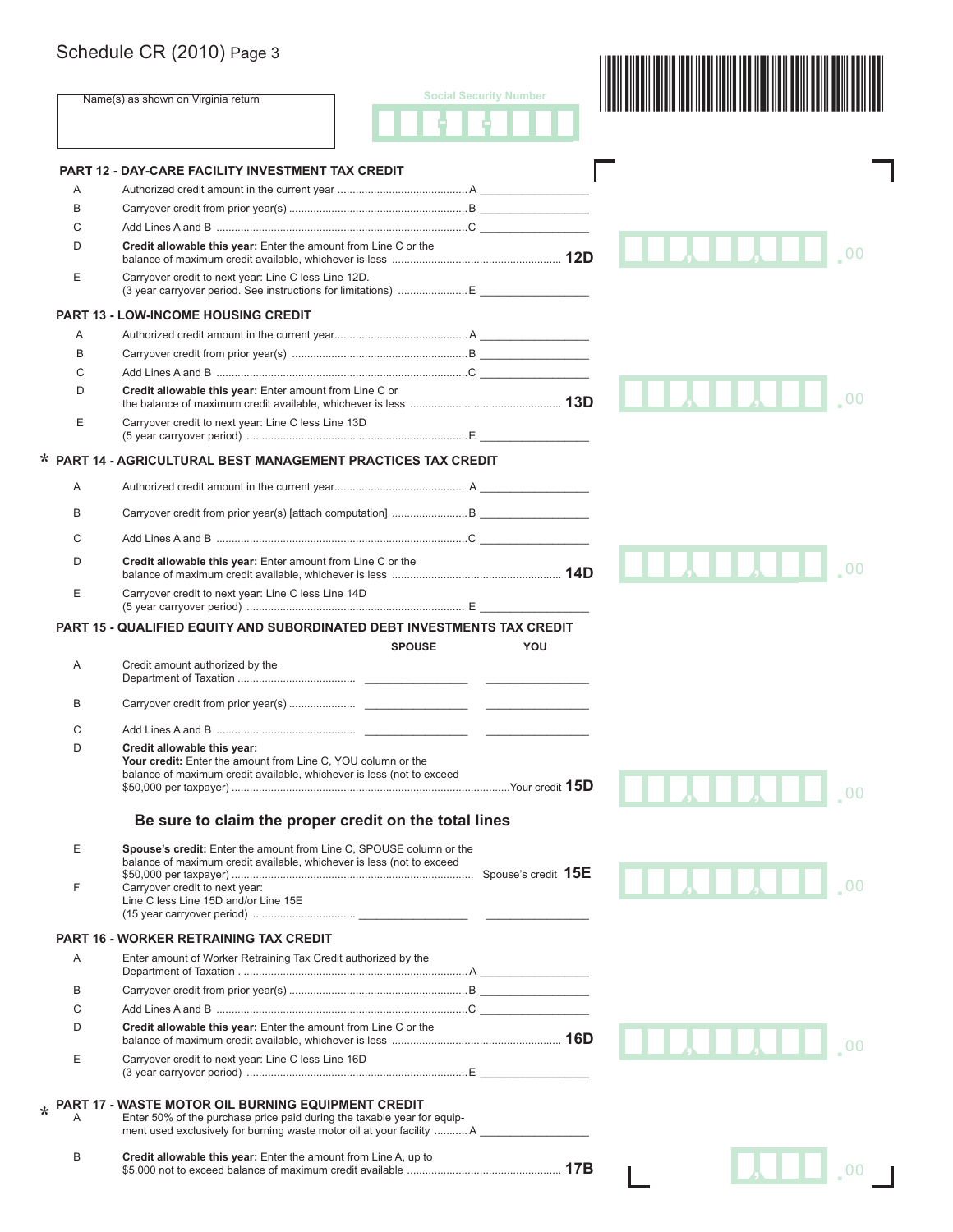Schedule CR (2010) Page 3

Name(s) as shown on Virginia return

Social Security Number

## PART 12 - DAY-CARE FACILITY INVESTMENT TAX CREDIT

| | | | |
|---|---|---|---|
| A | Authorized credit amount in the current year | A | |
| B | Carryover credit from prior year(s) | B | |
| C | Add Lines A and B | C | |
| D | **Credit allowable this year:** Enter the amount from Line C or the balance of maximum credit available, whichever is less | **12D** | .00 |
| E | Carryover credit to next year: Line C less Line 12D. (3 year carryover period. See instructions for limitations) | E | |

## PART 13 - LOW-INCOME HOUSING CREDIT

| | | | |
|---|---|---|---|
| A | Authorized credit amount in the current year | A | |
| B | Carryover credit from prior year(s) | B | |
| C | Add Lines A and B | C | |
| D | **Credit allowable this year:** Enter amount from Line C or the balance of maximum credit available, whichever is less | **13D** | .00 |
| E | Carryover credit to next year: Line C less Line 13D (5 year carryover period) | E | |

## * PART 14 - AGRICULTURAL BEST MANAGEMENT PRACTICES TAX CREDIT

| | | | |
|---|---|---|---|
| A | Authorized credit amount in the current year | A | |
| B | Carryover credit from prior year(s) [attach computation] | B | |
| C | Add Lines A and B | C | |
| D | **Credit allowable this year:** Enter amount from Line C or the balance of maximum credit available, whichever is less | **14D** | .00 |
| E | Carryover credit to next year: Line C less Line 14D (5 year carryover period) | E | |

## PART 15 - QUALIFIED EQUITY AND SUBORDINATED DEBT INVESTMENTS TAX CREDIT

| | | SPOUSE | YOU |
|---|---|---|---|
| A | Credit amount authorized by the Department of Taxation | | |
| B | Carryover credit from prior year(s) | | |
| C | Add Lines A and B | | |

D **Credit allowable this year:**
**Your credit:** Enter the amount from Line C, YOU column or the balance of maximum credit available, whichever is less (not to exceed $50,000 per taxpayer) ............ Your credit **15D** .00

**Be sure to claim the proper credit on the total lines**

E **Spouse's credit:** Enter the amount from Line C, SPOUSE column or the balance of maximum credit available, whichever is less (not to exceed $50,000 per taxpayer) ............ Spouse's credit **15E** .00

F Carryover credit to next year: Line C less Line 15D and/or Line 15E (15 year carryover period) ............ (SPOUSE) ________ (YOU) ________

## PART 16 - WORKER RETRAINING TAX CREDIT

| | | | |
|---|---|---|---|
| A | Enter amount of Worker Retraining Tax Credit authorized by the Department of Taxation | A | |
| B | Carryover credit from prior year(s) | B | |
| C | Add Lines A and B | C | |
| D | **Credit allowable this year:** Enter the amount from Line C or the balance of maximum credit available, whichever is less | **16D** | .00 |
| E | Carryover credit to next year: Line C less Line 16D (3 year carryover period) | E | |

## * PART 17 - WASTE MOTOR OIL BURNING EQUIPMENT CREDIT

| | | | |
|---|---|---|---|
| A | Enter 50% of the purchase price paid during the taxable year for equipment used exclusively for burning waste motor oil at your facility | A | |
| B | **Credit allowable this year:** Enter the amount from Line A, up to $5,000 not to exceed balance of maximum credit available | **17B** | .00 |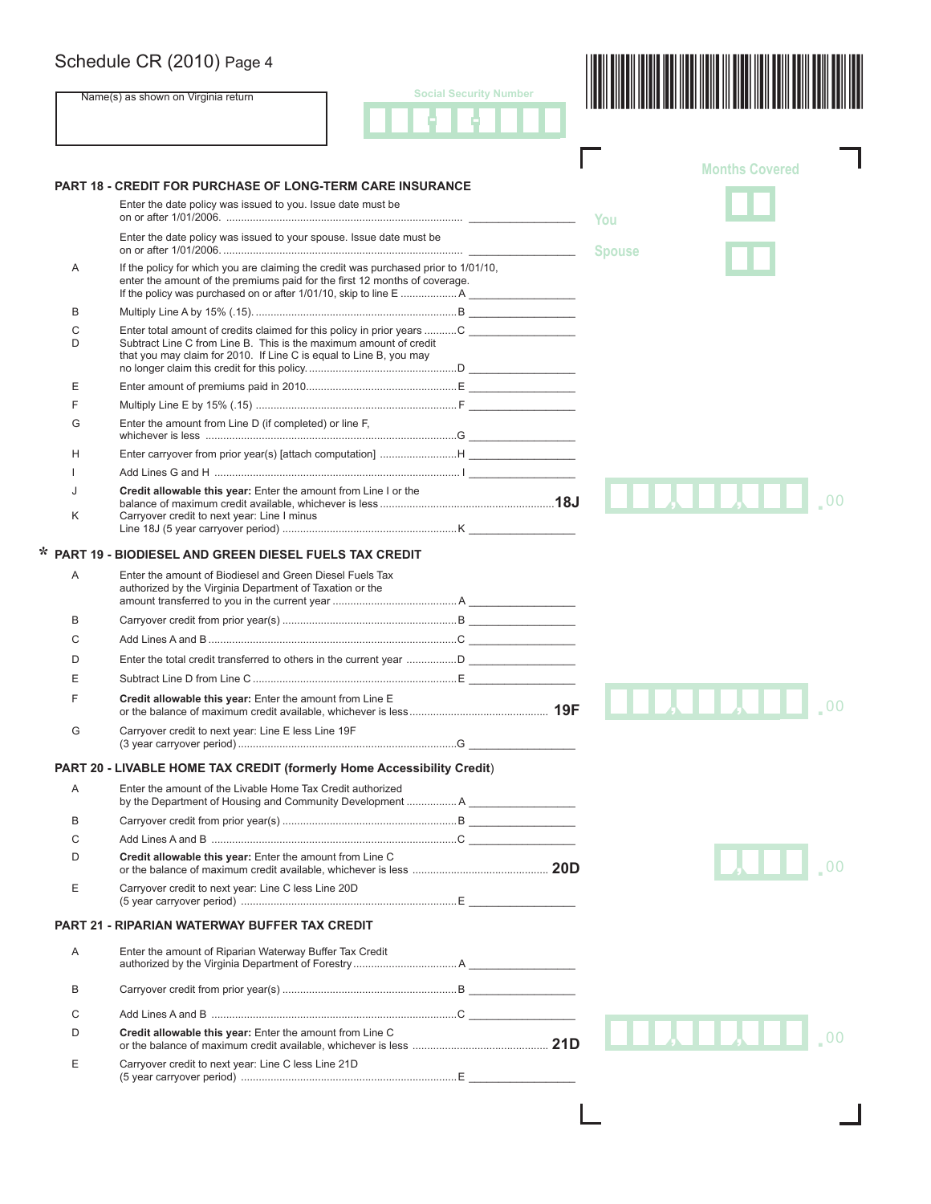Schedule CR (2010) Page 4

Name(s) as shown on Virginia return

Social Security Number

## PART 18 - CREDIT FOR PURCHASE OF LONG-TERM CARE INSURANCE

Months Covered

Enter the date policy was issued to you. Issue date must be on or after 1/01/2006. ................................................................................ \_\_\_\_\_\_\_\_\_\_\_\_\_\_\_\_\_\_ You

Enter the date policy was issued to your spouse. Issue date must be on or after 1/01/2006. ................................................................................ \_\_\_\_\_\_\_\_\_\_\_\_\_\_\_\_\_\_ Spouse

| | | |
|---|---|---|
| A | If the policy for which you are claiming the credit was purchased prior to 1/01/10, enter the amount of the premiums paid for the first 12 months of coverage. If the policy was purchased on or after 1/01/10, skip to line E ................... A | |
| B | Multiply Line A by 15% (.15). ................................................................... B | |
| C | Enter total amount of credits claimed for this policy in prior years ........... C | |
| D | Subtract Line C from Line B. This is the maximum amount of credit that you may claim for 2010. If Line C is equal to Line B, you may no longer claim this credit for this policy. .................................................. D | |
| E | Enter amount of premiums paid in 2010.................................................. E | |
| F | Multiply Line E by 15% (.15) ................................................................... F | |
| G | Enter the amount from Line D (if completed) or line F, whichever is less ..................................................................................... G | |
| H | Enter carryover from prior year(s) [attach computation] .......................... H | |
| I | Add Lines G and H ................................................................................... I | |
| J | **Credit allowable this year:** Enter the amount from Line I or the balance of maximum credit available, whichever is less ........................................................ **18J** | .00 |
| K | Carryover credit to next year: Line I minus Line 18J (5 year carryover period) .......................................................... K | |

## * PART 19 - BIODIESEL AND GREEN DIESEL FUELS TAX CREDIT

| | | |
|---|---|---|
| A | Enter the amount of Biodiesel and Green Diesel Fuels Tax authorized by the Virginia Department of Taxation or the amount transferred to you in the current year ......................................... A | |
| B | Carryover credit from prior year(s) .......................................................... B | |
| C | Add Lines A and B .................................................................................... C | |
| D | Enter the total credit transferred to others in the current year ................ D | |
| E | Subtract Line D from Line C ..................................................................... E | |
| F | **Credit allowable this year:** Enter the amount from Line E or the balance of maximum credit available, whichever is less.............................................. **19F** | .00 |
| G | Carryover credit to next year: Line E less Line 19F (3 year carryover period) ......................................................................... G | |

## PART 20 - LIVABLE HOME TAX CREDIT (formerly Home Accessibility Credit)

| | | |
|---|---|---|
| A | Enter the amount of the Livable Home Tax Credit authorized by the Department of Housing and Community Development ................. A | |
| B | Carryover credit from prior year(s) .......................................................... B | |
| C | Add Lines A and B .................................................................................... C | |
| D | **Credit allowable this year:** Enter the amount from Line C or the balance of maximum credit available, whichever is less ............................................ **20D** | .00 |
| E | Carryover credit to next year: Line C less Line 20D (5 year carryover period) ........................................................................ E | |

## PART 21 - RIPARIAN WATERWAY BUFFER TAX CREDIT

| | | |
|---|---|---|
| A | Enter the amount of Riparian Waterway Buffer Tax Credit authorized by the Virginia Department of Forestry .................................. A | |
| B | Carryover credit from prior year(s) .......................................................... B | |
| C | Add Lines A and B .................................................................................... C | |
| D | **Credit allowable this year:** Enter the amount from Line C or the balance of maximum credit available, whichever is less ............................................ **21D** | .00 |
| E | Carryover credit to next year: Line C less Line 21D (5 year carryover period) ........................................................................ E | |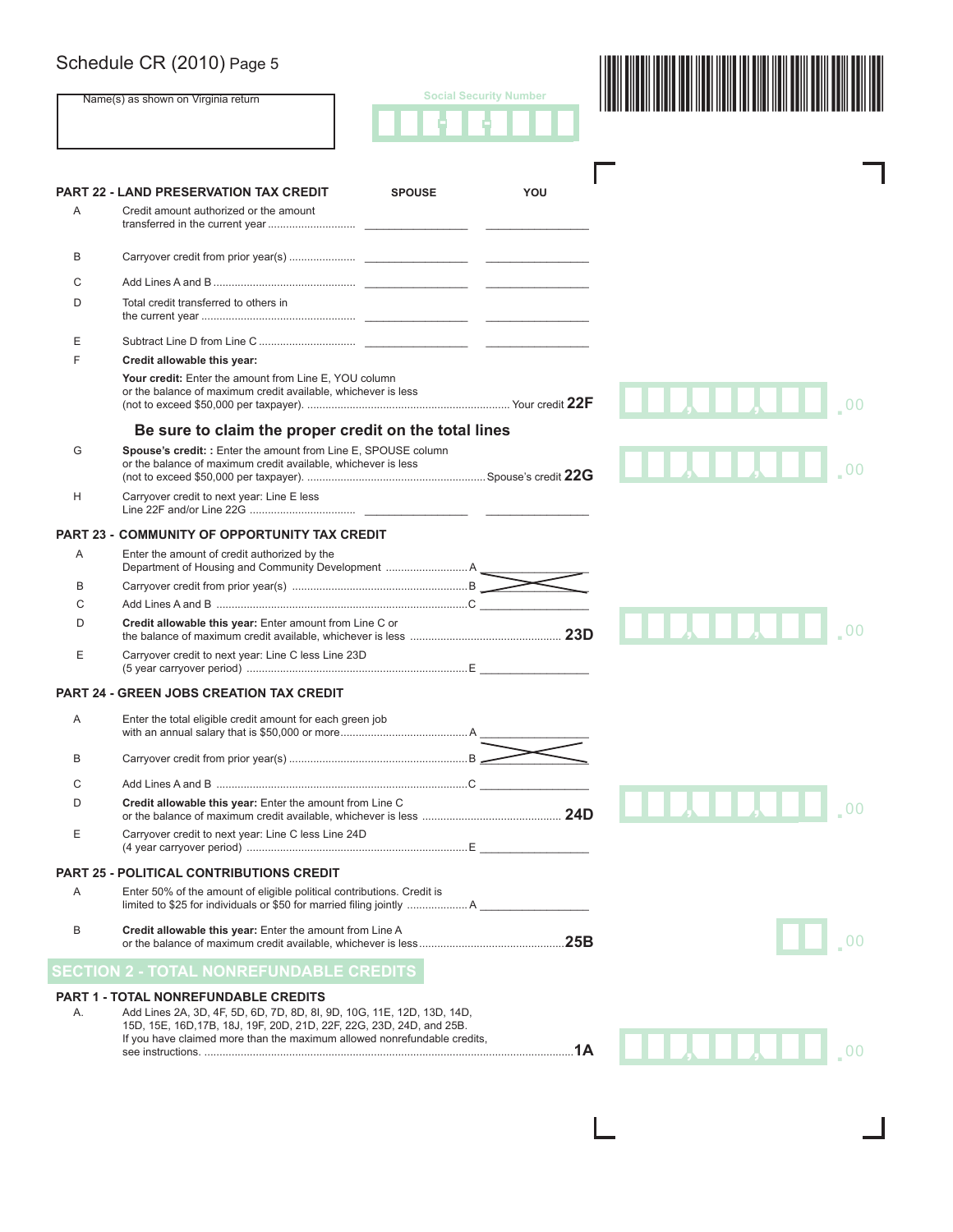Schedule CR (2010) Page 5

Name(s) as shown on Virginia return

Social Security Number

## PART 22 - LAND PRESERVATION TAX CREDIT

| | | SPOUSE | YOU |
|---|---|---|---|
| A | Credit amount authorized or the amount transferred in the current year | | |
| B | Carryover credit from prior year(s) | | |
| C | Add Lines A and B | | |
| D | Total credit transferred to others in the current year | | |
| E | Subtract Line D from Line C | | |

F **Credit allowable this year:**

**Your credit:** Enter the amount from Line E, YOU column or the balance of maximum credit available, whichever is less (not to exceed $50,000 per taxpayer). ........ Your credit **22F** ____ .00

### Be sure to claim the proper credit on the total lines

G **Spouse's credit:** : Enter the amount from Line E, SPOUSE column or the balance of maximum credit available, whichever is less (not to exceed $50,000 per taxpayer). ........ Spouse's credit **22G** ____ .00

H Carryover credit to next year: Line E less Line 22F and/or Line 22G ........ ____ ____

## PART 23 - COMMUNITY OF OPPORTUNITY TAX CREDIT

A Enter the amount of credit authorized by the Department of Housing and Community Development ........ A ____

B Carryover credit from prior year(s) ........ B (not applicable)

C Add Lines A and B ........ C ____

D **Credit allowable this year:** Enter amount from Line C or the balance of maximum credit available, whichever is less ........ **23D** ____ .00

E Carryover credit to next year: Line C less Line 23D (5 year carryover period) ........ E ____

## PART 24 - GREEN JOBS CREATION TAX CREDIT

A Enter the total eligible credit amount for each green job with an annual salary that is $50,000 or more........ A ____

B Carryover credit from prior year(s) ........ B (not applicable)

C Add Lines A and B ........ C ____

D **Credit allowable this year:** Enter the amount from Line C or the balance of maximum credit available, whichever is less ........ **24D** ____ .00

E Carryover credit to next year: Line C less Line 24D (4 year carryover period) ........ E ____

## PART 25 - POLITICAL CONTRIBUTIONS CREDIT

A Enter 50% of the amount of eligible political contributions. Credit is limited to $25 for individuals or $50 for married filing jointly ........ A ____

B **Credit allowable this year:** Enter the amount from Line A or the balance of maximum credit available, whichever is less........ **25B** ____ .00

# SECTION 2 - TOTAL NONREFUNDABLE CREDITS

## PART 1 - TOTAL NONREFUNDABLE CREDITS

A. Add Lines 2A, 3D, 4F, 5D, 6D, 7D, 8D, 8I, 9D, 10G, 11E, 12D, 13D, 14D, 15D, 15E, 16D,17B, 18J, 19F, 20D, 21D, 22F, 22G, 23D, 24D, and 25B. If you have claimed more than the maximum allowed nonrefundable credits, see instructions. ........ **1A** ____ .00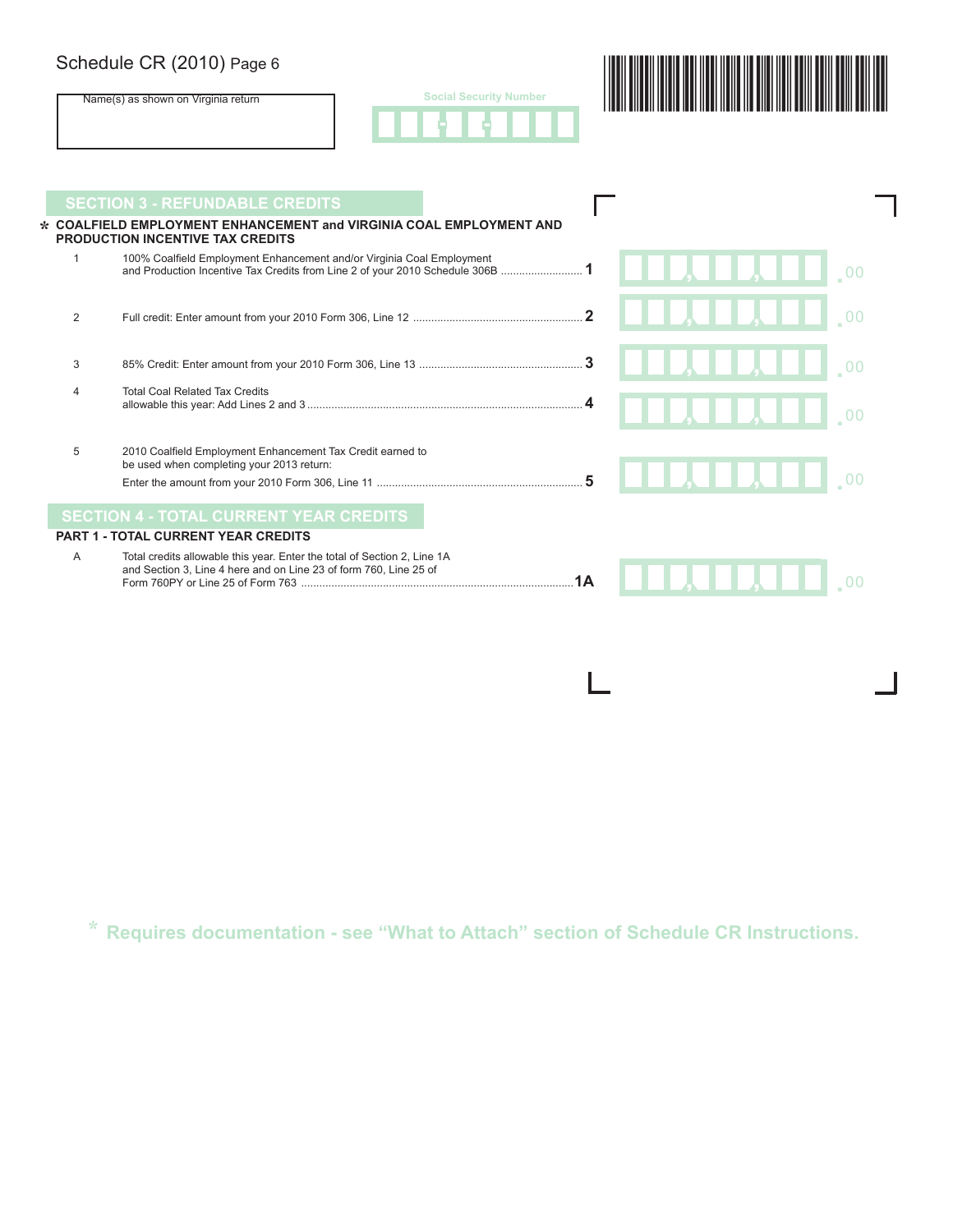Schedule CR (2010) Page 6

Name(s) as shown on Virginia return

Social Security Number

## SECTION 3 - REFUNDABLE CREDITS

**\* COALFIELD EMPLOYMENT ENHANCEMENT and VIRGINIA COAL EMPLOYMENT AND PRODUCTION INCENTIVE TAX CREDITS**

| | | | |
|---|---|---|---|
| 1 | 100% Coalfield Employment Enhancement and/or Virginia Coal Employment and Production Incentive Tax Credits from Line 2 of your 2010 Schedule 306B | 1 | .00 |
| 2 | Full credit: Enter amount from your 2010 Form 306, Line 12 | 2 | .00 |
| 3 | 85% Credit: Enter amount from your 2010 Form 306, Line 13 | 3 | .00 |
| 4 | Total Coal Related Tax Credits allowable this year: Add Lines 2 and 3 | 4 | .00 |
| 5 | 2010 Coalfield Employment Enhancement Tax Credit earned to be used when completing your 2013 return: Enter the amount from your 2010 Form 306, Line 11 | 5 | .00 |

## SECTION 4 - TOTAL CURRENT YEAR CREDITS

### PART 1 - TOTAL CURRENT YEAR CREDITS

| | | | |
|---|---|---|---|
| A | Total credits allowable this year. Enter the total of Section 2, Line 1A and Section 3, Line 4 here and on Line 23 of form 760, Line 25 of Form 760PY or Line 25 of Form 763 | 1A | .00 |

\* Requires documentation - see "What to Attach" section of Schedule CR Instructions.